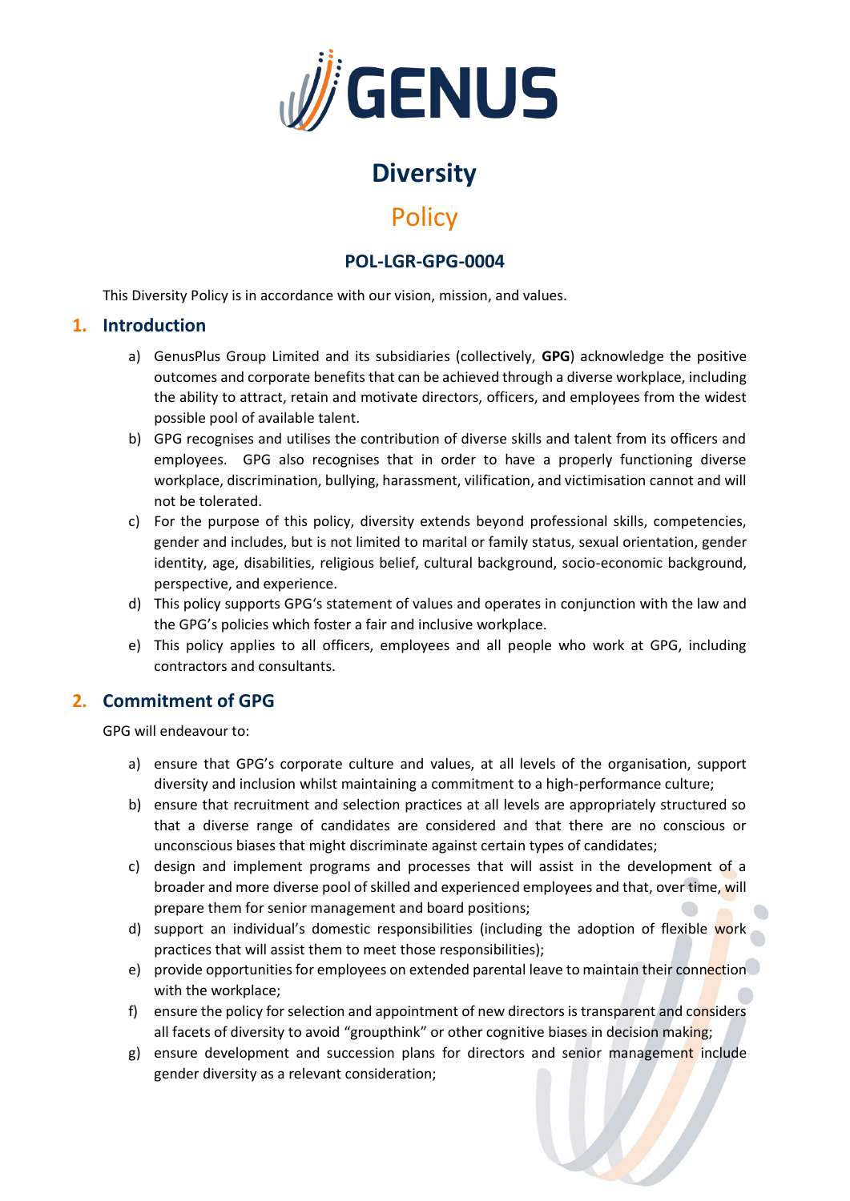# Diversity

## Policy

### POL-LGR-GPG-0004

This Diversity Policy is in accordance with our vision, mission, and values.

## 1. Introduction

a) GenusPlus Group Limited and its subsidiaries (collectively, **GPG**) acknowledge the positive outcomes and corporate benefits that can be achieved through a diverse workplace, including the ability to attract, retain and motivate directors, officers, and employees from the widest possible pool of available talent.

b) GPG recognises and utilises the contribution of diverse skills and talent from its officers and employees. GPG also recognises that in order to have a properly functioning diverse workplace, discrimination, bullying, harassment, vilification, and victimisation cannot and will not be tolerated.

c) For the purpose of this policy, diversity extends beyond professional skills, competencies, gender and includes, but is not limited to marital or family status, sexual orientation, gender identity, age, disabilities, religious belief, cultural background, socio-economic background, perspective, and experience.

d) This policy supports GPG's statement of values and operates in conjunction with the law and the GPG's policies which foster a fair and inclusive workplace.

e) This policy applies to all officers, employees and all people who work at GPG, including contractors and consultants.

## 2. Commitment of GPG

GPG will endeavour to:

a) ensure that GPG's corporate culture and values, at all levels of the organisation, support diversity and inclusion whilst maintaining a commitment to a high-performance culture;

b) ensure that recruitment and selection practices at all levels are appropriately structured so that a diverse range of candidates are considered and that there are no conscious or unconscious biases that might discriminate against certain types of candidates;

c) design and implement programs and processes that will assist in the development of a broader and more diverse pool of skilled and experienced employees and that, over time, will prepare them for senior management and board positions;

d) support an individual's domestic responsibilities (including the adoption of flexible work practices that will assist them to meet those responsibilities);

e) provide opportunities for employees on extended parental leave to maintain their connection with the workplace;

f) ensure the policy for selection and appointment of new directors is transparent and considers all facets of diversity to avoid "groupthink" or other cognitive biases in decision making;

g) ensure development and succession plans for directors and senior management include gender diversity as a relevant consideration;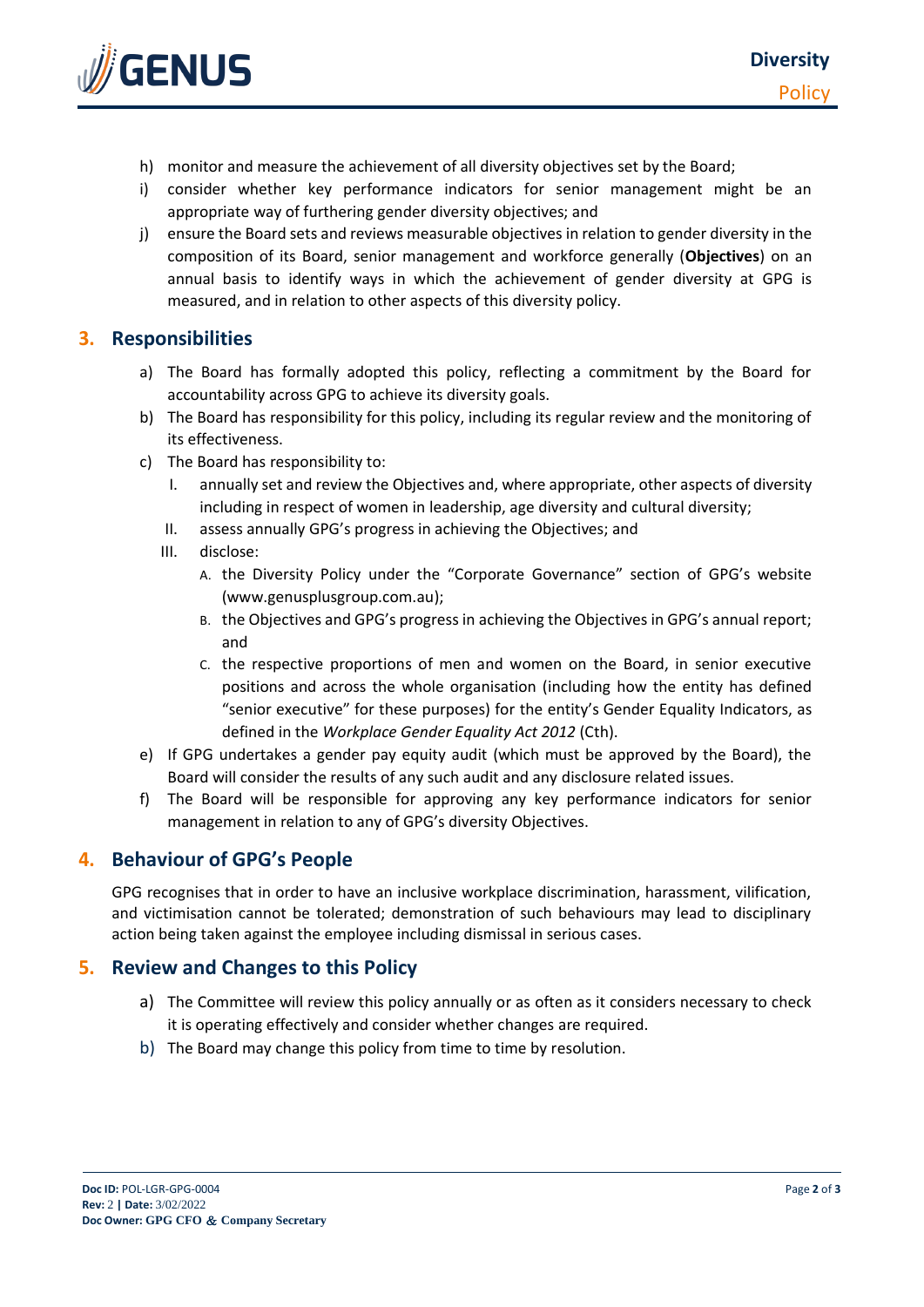h) monitor and measure the achievement of all diversity objectives set by the Board;

i) consider whether key performance indicators for senior management might be an appropriate way of furthering gender diversity objectives; and

j) ensure the Board sets and reviews measurable objectives in relation to gender diversity in the composition of its Board, senior management and workforce generally (**Objectives**) on an annual basis to identify ways in which the achievement of gender diversity at GPG is measured, and in relation to other aspects of this diversity policy.

## 3. Responsibilities

a) The Board has formally adopted this policy, reflecting a commitment by the Board for accountability across GPG to achieve its diversity goals.

b) The Board has responsibility for this policy, including its regular review and the monitoring of its effectiveness.

c) The Board has responsibility to:

   I. annually set and review the Objectives and, where appropriate, other aspects of diversity including in respect of women in leadership, age diversity and cultural diversity;

   II. assess annually GPG's progress in achieving the Objectives; and

   III. disclose:

      A. the Diversity Policy under the "Corporate Governance" section of GPG's website (www.genusplusgroup.com.au);

      B. the Objectives and GPG's progress in achieving the Objectives in GPG's annual report; and

      C. the respective proportions of men and women on the Board, in senior executive positions and across the whole organisation (including how the entity has defined "senior executive" for these purposes) for the entity's Gender Equality Indicators, as defined in the *Workplace Gender Equality Act 2012* (Cth).

e) If GPG undertakes a gender pay equity audit (which must be approved by the Board), the Board will consider the results of any such audit and any disclosure related issues.

f) The Board will be responsible for approving any key performance indicators for senior management in relation to any of GPG's diversity Objectives.

## 4. Behaviour of GPG's People

GPG recognises that in order to have an inclusive workplace discrimination, harassment, vilification, and victimisation cannot be tolerated; demonstration of such behaviours may lead to disciplinary action being taken against the employee including dismissal in serious cases.

## 5. Review and Changes to this Policy

a) The Committee will review this policy annually or as often as it considers necessary to check it is operating effectively and consider whether changes are required.

b) The Board may change this policy from time to time by resolution.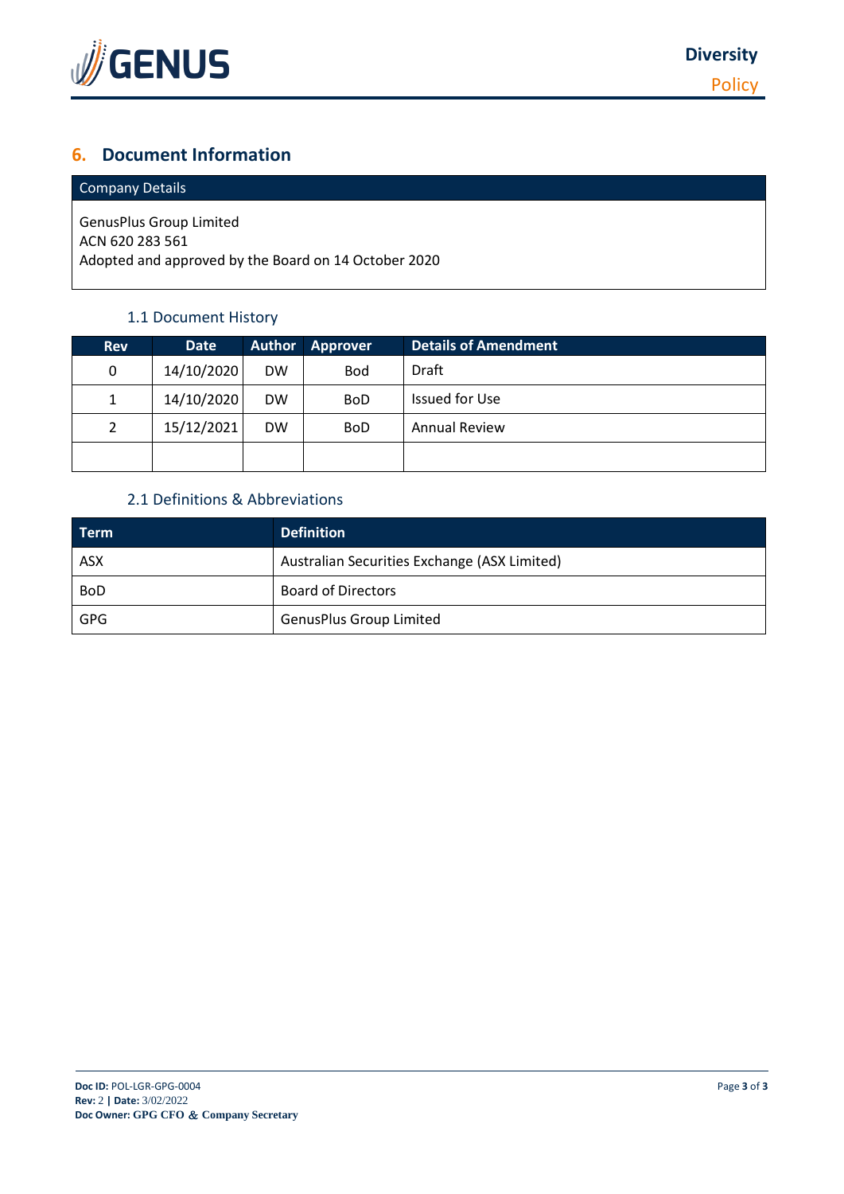## 6. Document Information

| Company Details |
|---|
| GenusPlus Group Limited<br>ACN 620 283 561<br>Adopted and approved by the Board on 14 October 2020 |

### 1.1 Document History

| Rev | Date | Author | Approver | Details of Amendment |
|---|---|---|---|---|
| 0 | 14/10/2020 | DW | Bod | Draft |
| 1 | 14/10/2020 | DW | BoD | Issued for Use |
| 2 | 15/12/2021 | DW | BoD | Annual Review |
| | | | | |

### 2.1 Definitions & Abbreviations

| Term | Definition |
|---|---|
| ASX | Australian Securities Exchange (ASX Limited) |
| BoD | Board of Directors |
| GPG | GenusPlus Group Limited |